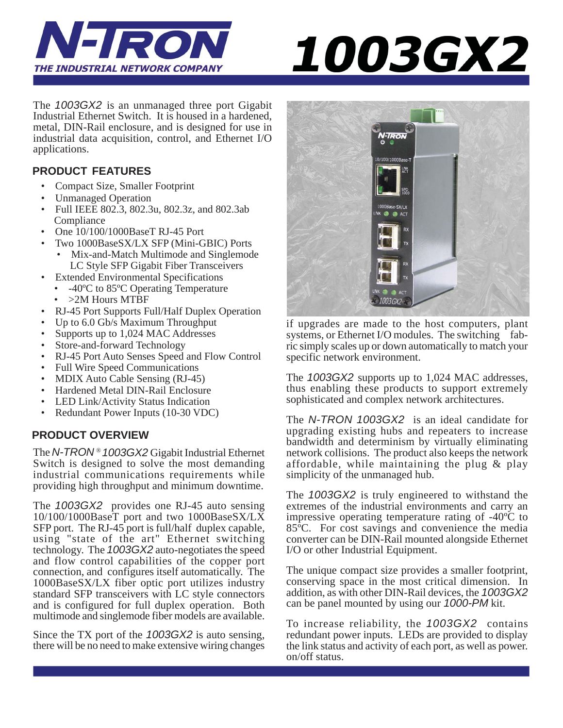# N-TRON

THE INDUSTRIAL NETWORK COMPANY

# 1003GX2

The *1003GX2* is an unmanaged three port Gigabit Industrial Ethernet Switch. It is housed in a hardened, metal, DIN-Rail enclosure, and is designed for use in industrial data acquisition, control, and Ethernet I/O applications.

## PRODUCT FEATURES

- Compact Size, Smaller Footprint
- Unmanaged Operation
- Full IEEE 802.3, 802.3u, 802.3z, and 802.3ab Compliance
- One 10/100/1000BaseT RJ-45 Port
- Two 1000BaseSX/LX SFP (Mini-GBIC) Ports
  - Mix-and-Match Multimode and Singlemode LC Style SFP Gigabit Fiber Transceivers
- Extended Environmental Specifications
  - -40ºC to 85ºC Operating Temperature
  - >2M Hours MTBF
- RJ-45 Port Supports Full/Half Duplex Operation
- Up to 6.0 Gb/s Maximum Throughput
- Supports up to 1,024 MAC Addresses
- Store-and-forward Technology
- RJ-45 Port Auto Senses Speed and Flow Control
- Full Wire Speed Communications
- MDIX Auto Cable Sensing (RJ-45)
- Hardened Metal DIN-Rail Enclosure
- LED Link/Activity Status Indication
- Redundant Power Inputs (10-30 VDC)

## PRODUCT OVERVIEW

The *N-TRON* ® *1003GX2* Gigabit Industrial Ethernet Switch is designed to solve the most demanding industrial communications requirements while providing high throughput and minimum downtime.

The *1003GX2* provides one RJ-45 auto sensing 10/100/1000BaseT port and two 1000BaseSX/LX SFP port. The RJ-45 port is full/half duplex capable, using "state of the art" Ethernet switching technology. The *1003GX2* auto-negotiates the speed and flow control capabilities of the copper port connection, and configures itself automatically. The 1000BaseSX/LX fiber optic port utilizes industry standard SFP transceivers with LC style connectors and is configured for full duplex operation. Both multimode and singlemode fiber models are available.

Since the TX port of the *1003GX2* is auto sensing, there will be no need to make extensive wiring changes if upgrades are made to the host computers, plant systems, or Ethernet I/O modules. The switching fabric simply scales up or down automatically to match your specific network environment.

The *1003GX2* supports up to 1,024 MAC addresses, thus enabling these products to support extremely sophisticated and complex network architectures.

The *N-TRON 1003GX2* is an ideal candidate for upgrading existing hubs and repeaters to increase bandwidth and determinism by virtually eliminating network collisions. The product also keeps the network affordable, while maintaining the plug & play simplicity of the unmanaged hub.

The *1003GX2* is truly engineered to withstand the extremes of the industrial environments and carry an impressive operating temperature rating of -40ºC to 85ºC. For cost savings and convenience the media converter can be DIN-Rail mounted alongside Ethernet I/O or other Industrial Equipment.

The unique compact size provides a smaller footprint, conserving space in the most critical dimension. In addition, as with other DIN-Rail devices, the *1003GX2* can be panel mounted by using our *1000-PM* kit.

To increase reliability, the *1003GX2* contains redundant power inputs. LEDs are provided to display the link status and activity of each port, as well as power. on/off status.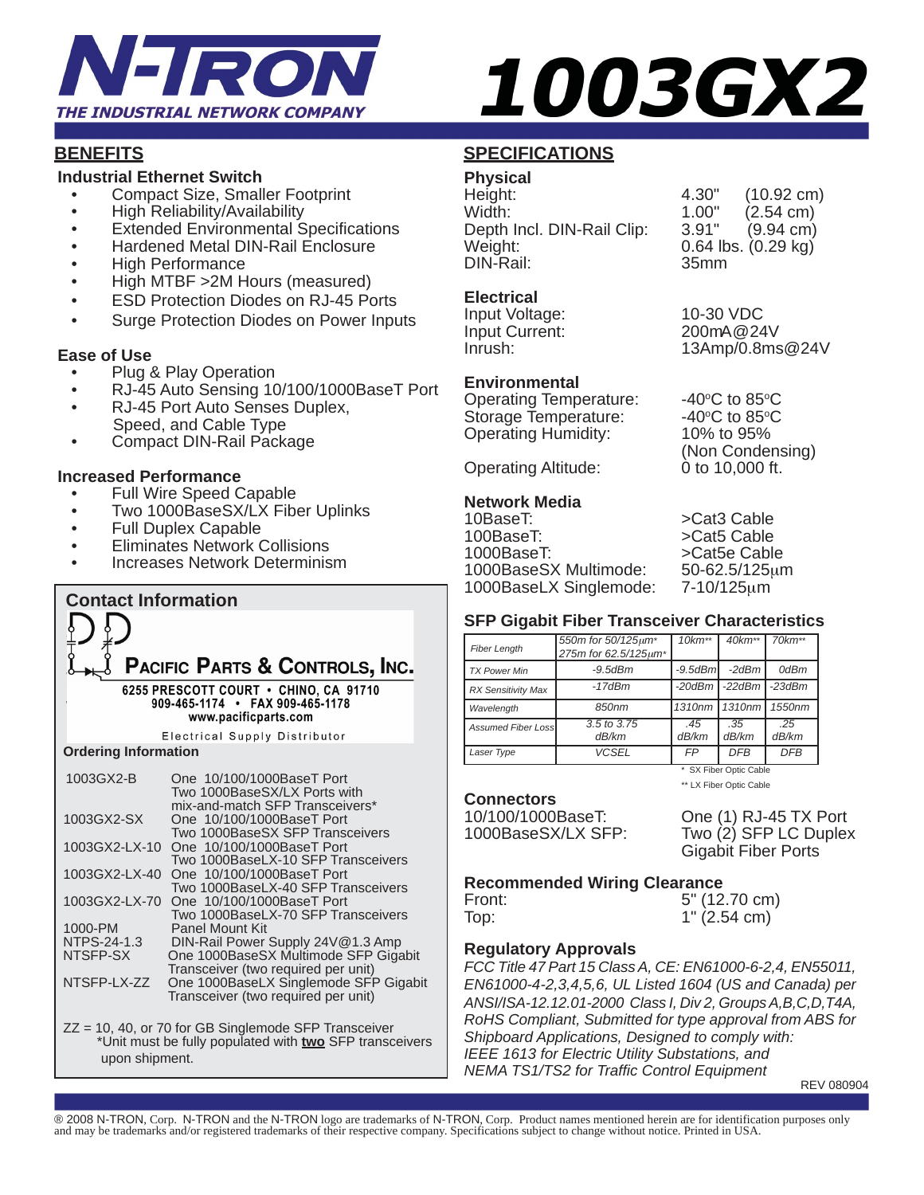# N-TRON

*THE INDUSTRIAL NETWORK COMPANY*

# 1003GX2

## BENEFITS

### Industrial Ethernet Switch

- Compact Size, Smaller Footprint
- High Reliability/Availability
- Extended Environmental Specifications
- Hardened Metal DIN-Rail Enclosure
- High Performance
- High MTBF >2M Hours (measured)
- ESD Protection Diodes on RJ-45 Ports
- Surge Protection Diodes on Power Inputs

### Ease of Use

- Plug & Play Operation
- RJ-45 Auto Sensing 10/100/1000BaseT Port
- RJ-45 Port Auto Senses Duplex, Speed, and Cable Type
- Compact DIN-Rail Package

### Increased Performance

- Full Wire Speed Capable
- Two 1000BaseSX/LX Fiber Uplinks
- Full Duplex Capable
- Eliminates Network Collisions
- Increases Network Determinism

### Contact Information

PACIFIC PARTS & CONTROLS, INC.

6255 PRESCOTT COURT • CHINO, CA 91710
909-465-1174 • FAX 909-465-1178
www.pacificparts.com

Electrical Supply Distributor

### Ordering Information

| | |
|---|---|
| 1003GX2-B | One 10/100/1000BaseT Port<br>Two 1000BaseSX/LX Ports with mix-and-match SFP Transceivers* |
| 1003GX2-SX | One 10/100/1000BaseT Port<br>Two 1000BaseSX SFP Transceivers |
| 1003GX2-LX-10 | One 10/100/1000BaseT Port<br>Two 1000BaseLX-10 SFP Transceivers |
| 1003GX2-LX-40 | One 10/100/1000BaseT Port<br>Two 1000BaseLX-40 SFP Transceivers |
| 1003GX2-LX-70 | One 10/100/1000BaseT Port<br>Two 1000BaseLX-70 SFP Transceivers |
| 1000-PM | Panel Mount Kit |
| NTPS-24-1.3 | DIN-Rail Power Supply 24V@1.3 Amp |
| NTSFP-SX | One 1000BaseSX Multimode SFP Gigabit Transceiver (two required per unit) |
| NTSFP-LX-ZZ | One 1000BaseLX Singlemode SFP Gigabit Transceiver (two required per unit) |

ZZ = 10, 40, or 70 for GB Singlemode SFP Transceiver
*Unit must be fully populated with **two** SFP transceivers upon shipment.

## SPECIFICATIONS

### Physical

| | |
|---|---|
| Height: | 4.30" (10.92 cm) |
| Width: | 1.00" (2.54 cm) |
| Depth Incl. DIN-Rail Clip: | 3.91" (9.94 cm) |
| Weight: | 0.64 lbs. (0.29 kg) |
| DIN-Rail: | 35mm |

### Electrical

| | |
|---|---|
| Input Voltage: | 10-30 VDC |
| Input Current: | 200mA@24V |
| Inrush: | 13Amp/0.8ms@24V |

### Environmental

| | |
|---|---|
| Operating Temperature: | -40°C to 85°C |
| Storage Temperature: | -40°C to 85°C |
| Operating Humidity: | 10% to 95% (Non Condensing) |
| Operating Altitude: | 0 to 10,000 ft. |

### Network Media

| | |
|---|---|
| 10BaseT: | >Cat3 Cable |
| 100BaseT: | >Cat5 Cable |
| 1000BaseT: | >Cat5e Cable |
| 1000BaseSX Multimode: | 50-62.5/125μm |
| 1000BaseLX Singlemode: | 7-10/125μm |

### SFP Gigabit Fiber Transceiver Characteristics

| | | | | |
|---|---|---|---|---|
| Fiber Length | 550m for 50/125μm*<br>275m for 62.5/125μm* | 10km** | 40km** | 70km** |
| TX Power Min | -9.5dBm | -9.5dBm | -2dBm | 0dBm |
| RX Sensitivity Max | -17dBm | -20dBm | -22dBm | -23dBm |
| Wavelength | 850nm | 1310nm | 1310nm | 1550nm |
| Assumed Fiber Loss | 3.5 to 3.75 dB/km | .45 dB/km | .35 dB/km | .25 dB/km |
| Laser Type | VCSEL | FP | DFB | DFB |

\* SX Fiber Optic Cable
\** LX Fiber Optic Cable

### Connectors

| | |
|---|---|
| 10/100/1000BaseT: | One (1) RJ-45 TX Port |
| 1000BaseSX/LX SFP: | Two (2) SFP LC Duplex Gigabit Fiber Ports |

### Recommended Wiring Clearance

| | |
|---|---|
| Front: | 5" (12.70 cm) |
| Top: | 1" (2.54 cm) |

### Regulatory Approvals

*FCC Title 47 Part 15 Class A, CE: EN61000-6-2,4, EN55011, EN61000-4-2,3,4,5,6, UL Listed 1604 (US and Canada) per ANSI/ISA-12.12.01-2000 Class I, Div 2, Groups A,B,C,D,T4A, RoHS Compliant, Submitted for type approval from ABS for Shipboard Applications, Designed to comply with: IEEE 1613 for Electric Utility Substations, and NEMA TS1/TS2 for Traffic Control Equipment*

REV 080904

® 2008 N-TRON, Corp. N-TRON and the N-TRON logo are trademarks of N-TRON, Corp. Product names mentioned herein are for identification purposes only and may be trademarks and/or registered trademarks of their respective company. Specifications subject to change without notice. Printed in USA.